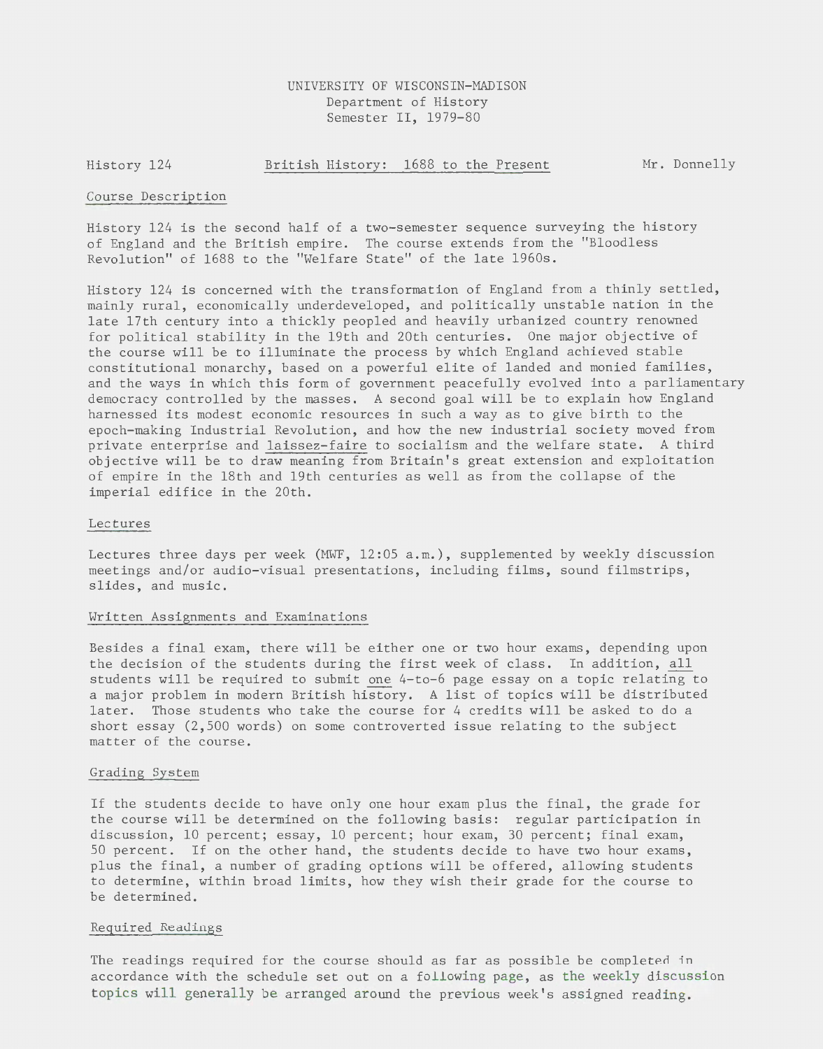UNIVERSITY OF WISCONSIN-MADISON
Department of History
Semester II, 1979-80

History 124 — British History: 1688 to the Present — Mr. Donnelly

## Course Description

History 124 is the second half of a two-semester sequence surveying the history of England and the British empire. The course extends from the "Bloodless Revolution" of 1688 to the "Welfare State" of the late 1960s.

History 124 is concerned with the transformation of England from a thinly settled, mainly rural, economically underdeveloped, and politically unstable nation in the late 17th century into a thickly peopled and heavily urbanized country renowned for political stability in the 19th and 20th centuries. One major objective of the course will be to illuminate the process by which England achieved stable constitutional monarchy, based on a powerful elite of landed and monied families, and the ways in which this form of government peacefully evolved into a parliamentary democracy controlled by the masses. A second goal will be to explain how England harnessed its modest economic resources in such a way as to give birth to the epoch-making Industrial Revolution, and how the new industrial society moved from private enterprise and laissez-faire to socialism and the welfare state. A third objective will be to draw meaning from Britain's great extension and exploitation of empire in the 18th and 19th centuries as well as from the collapse of the imperial edifice in the 20th.

## Lectures

Lectures three days per week (MWF, 12:05 a.m.), supplemented by weekly discussion meetings and/or audio-visual presentations, including films, sound filmstrips, slides, and music.

## Written Assignments and Examinations

Besides a final exam, there will be either one or two hour exams, depending upon the decision of the students during the first week of class. In addition, all students will be required to submit one 4-to-6 page essay on a topic relating to a major problem in modern British history. A list of topics will be distributed later. Those students who take the course for 4 credits will be asked to do a short essay (2,500 words) on some controverted issue relating to the subject matter of the course.

## Grading System

If the students decide to have only one hour exam plus the final, the grade for the course will be determined on the following basis: regular participation in discussion, 10 percent; essay, 10 percent; hour exam, 30 percent; final exam, 50 percent. If on the other hand, the students decide to have two hour exams, plus the final, a number of grading options will be offered, allowing students to determine, within broad limits, how they wish their grade for the course to be determined.

## Required Readings

The readings required for the course should as far as possible be completed in accordance with the schedule set out on a following page, as the weekly discussion topics will generally be arranged around the previous week's assigned reading.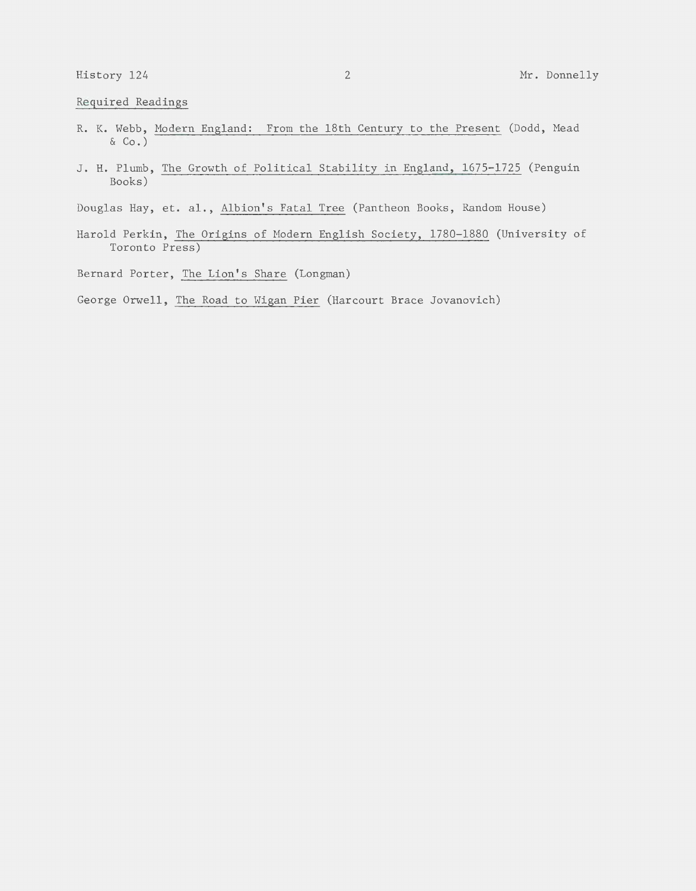## Required Readings

R. K. Webb, Modern England: From the 18th Century to the Present (Dodd, Mead & Co.)

J. H. Plumb, The Growth of Political Stability in England, 1675-1725 (Penguin Books)

Douglas Hay, et. al., Albion's Fatal Tree (Pantheon Books, Random House)

Harold Perkin, The Origins of Modern English Society, 1780-1880 (University of Toronto Press)

Bernard Porter, The Lion's Share (Longman)

George Orwell, The Road to Wigan Pier (Harcourt Brace Jovanovich)